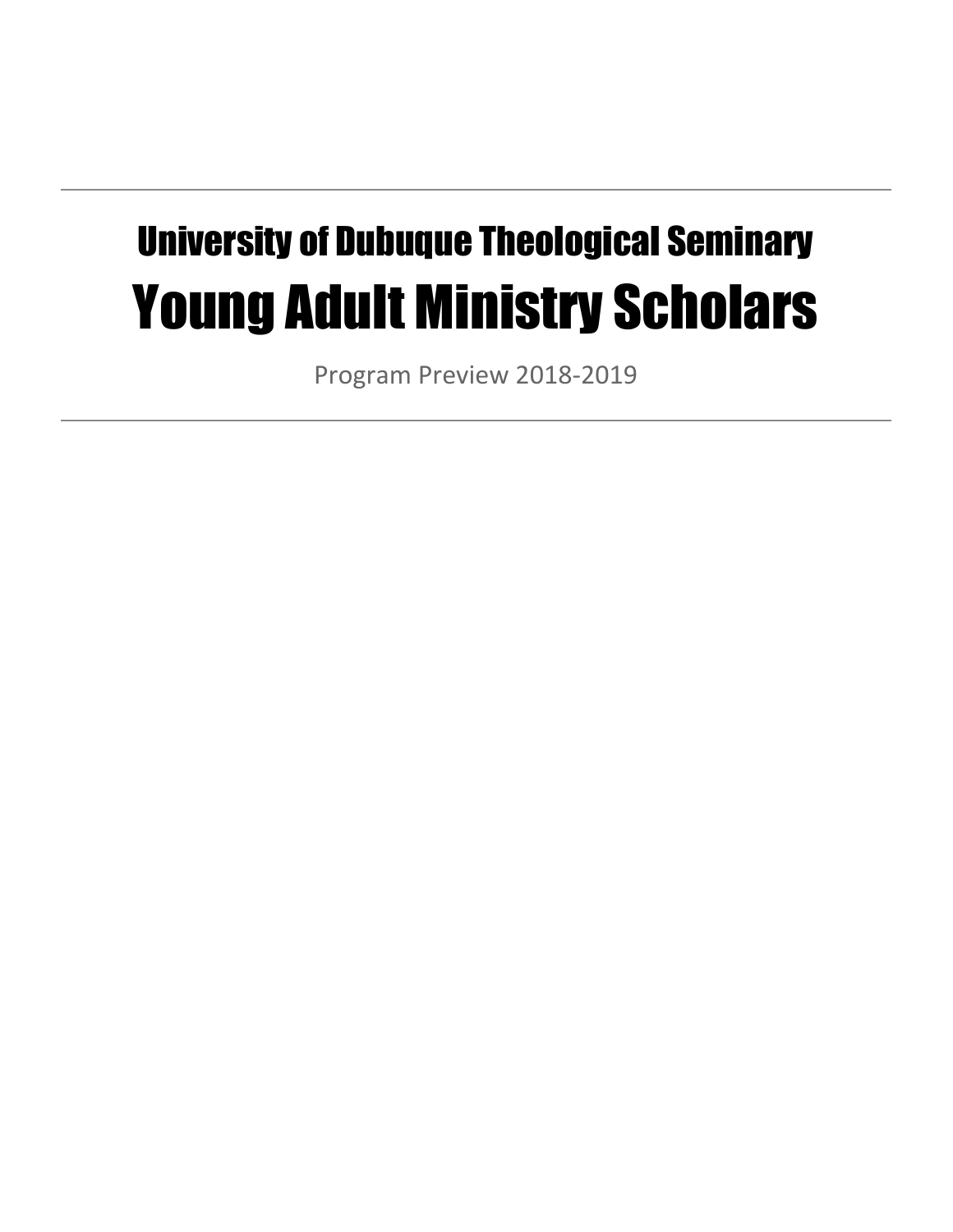---

## University of Dubuque Theological Seminary

# Young Adult Ministry Scholars

Program Preview 2018-2019

---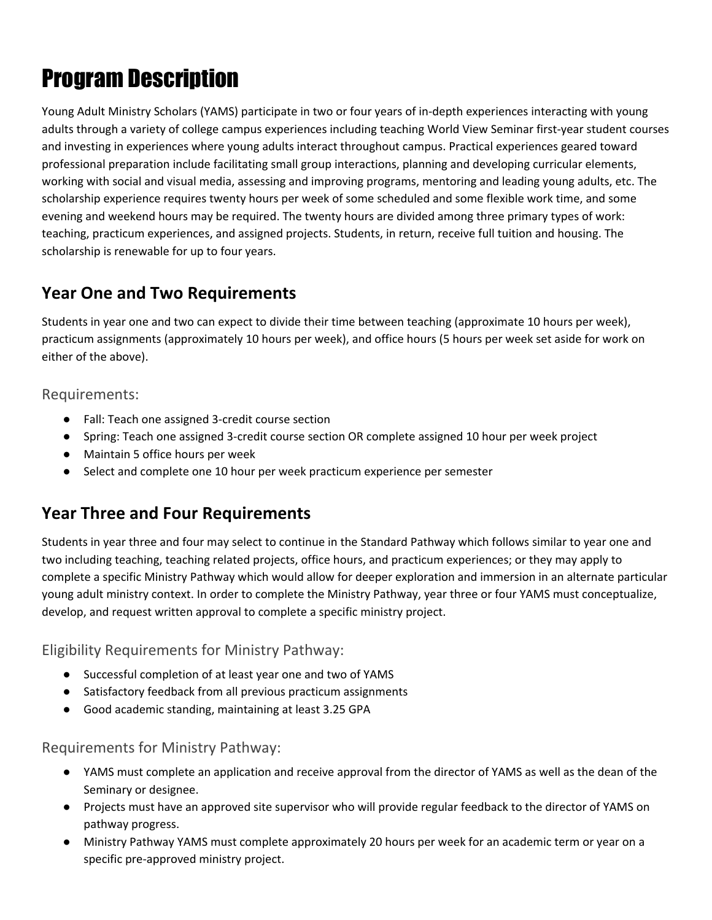# Program Description

Young Adult Ministry Scholars (YAMS) participate in two or four years of in-depth experiences interacting with young adults through a variety of college campus experiences including teaching World View Seminar first-year student courses and investing in experiences where young adults interact throughout campus. Practical experiences geared toward professional preparation include facilitating small group interactions, planning and developing curricular elements, working with social and visual media, assessing and improving programs, mentoring and leading young adults, etc. The scholarship experience requires twenty hours per week of some scheduled and some flexible work time, and some evening and weekend hours may be required. The twenty hours are divided among three primary types of work: teaching, practicum experiences, and assigned projects. Students, in return, receive full tuition and housing. The scholarship is renewable for up to four years.

## Year One and Two Requirements

Students in year one and two can expect to divide their time between teaching (approximate 10 hours per week), practicum assignments (approximately 10 hours per week), and office hours (5 hours per week set aside for work on either of the above).

### Requirements:

- Fall: Teach one assigned 3-credit course section
- Spring: Teach one assigned 3-credit course section OR complete assigned 10 hour per week project
- Maintain 5 office hours per week
- Select and complete one 10 hour per week practicum experience per semester

## Year Three and Four Requirements

Students in year three and four may select to continue in the Standard Pathway which follows similar to year one and two including teaching, teaching related projects, office hours, and practicum experiences; or they may apply to complete a specific Ministry Pathway which would allow for deeper exploration and immersion in an alternate particular young adult ministry context. In order to complete the Ministry Pathway, year three or four YAMS must conceptualize, develop, and request written approval to complete a specific ministry project.

### Eligibility Requirements for Ministry Pathway:

- Successful completion of at least year one and two of YAMS
- Satisfactory feedback from all previous practicum assignments
- Good academic standing, maintaining at least 3.25 GPA

### Requirements for Ministry Pathway:

- YAMS must complete an application and receive approval from the director of YAMS as well as the dean of the Seminary or designee.
- Projects must have an approved site supervisor who will provide regular feedback to the director of YAMS on pathway progress.
- Ministry Pathway YAMS must complete approximately 20 hours per week for an academic term or year on a specific pre-approved ministry project.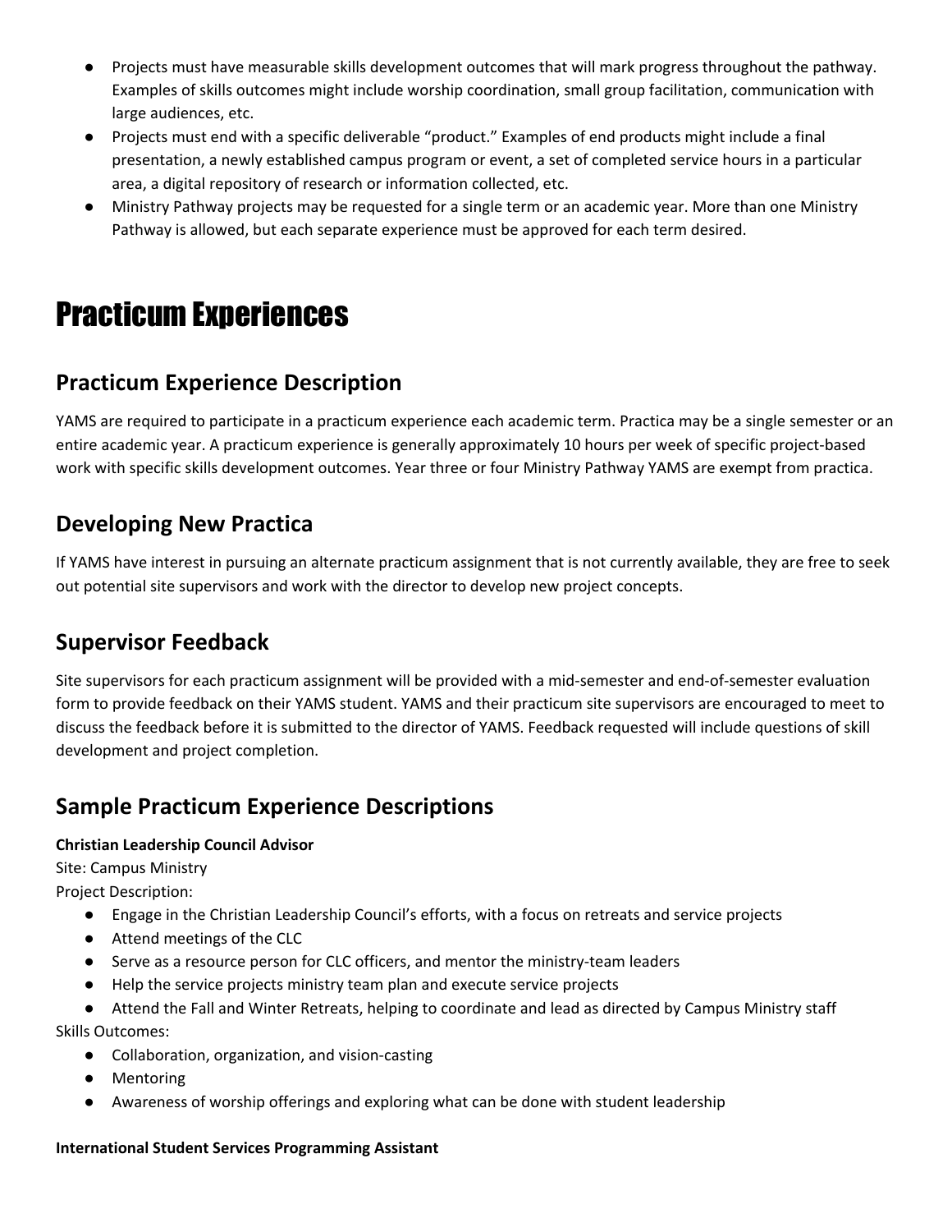- Projects must have measurable skills development outcomes that will mark progress throughout the pathway. Examples of skills outcomes might include worship coordination, small group facilitation, communication with large audiences, etc.
- Projects must end with a specific deliverable "product." Examples of end products might include a final presentation, a newly established campus program or event, a set of completed service hours in a particular area, a digital repository of research or information collected, etc.
- Ministry Pathway projects may be requested for a single term or an academic year. More than one Ministry Pathway is allowed, but each separate experience must be approved for each term desired.

# Practicum Experiences

## Practicum Experience Description

YAMS are required to participate in a practicum experience each academic term. Practica may be a single semester or an entire academic year. A practicum experience is generally approximately 10 hours per week of specific project-based work with specific skills development outcomes. Year three or four Ministry Pathway YAMS are exempt from practica.

## Developing New Practica

If YAMS have interest in pursuing an alternate practicum assignment that is not currently available, they are free to seek out potential site supervisors and work with the director to develop new project concepts.

## Supervisor Feedback

Site supervisors for each practicum assignment will be provided with a mid-semester and end-of-semester evaluation form to provide feedback on their YAMS student. YAMS and their practicum site supervisors are encouraged to meet to discuss the feedback before it is submitted to the director of YAMS. Feedback requested will include questions of skill development and project completion.

## Sample Practicum Experience Descriptions

**Christian Leadership Council Advisor**
Site: Campus Ministry
Project Description:

- Engage in the Christian Leadership Council's efforts, with a focus on retreats and service projects
- Attend meetings of the CLC
- Serve as a resource person for CLC officers, and mentor the ministry-team leaders
- Help the service projects ministry team plan and execute service projects
- Attend the Fall and Winter Retreats, helping to coordinate and lead as directed by Campus Ministry staff

Skills Outcomes:

- Collaboration, organization, and vision-casting
- Mentoring
- Awareness of worship offerings and exploring what can be done with student leadership

**International Student Services Programming Assistant**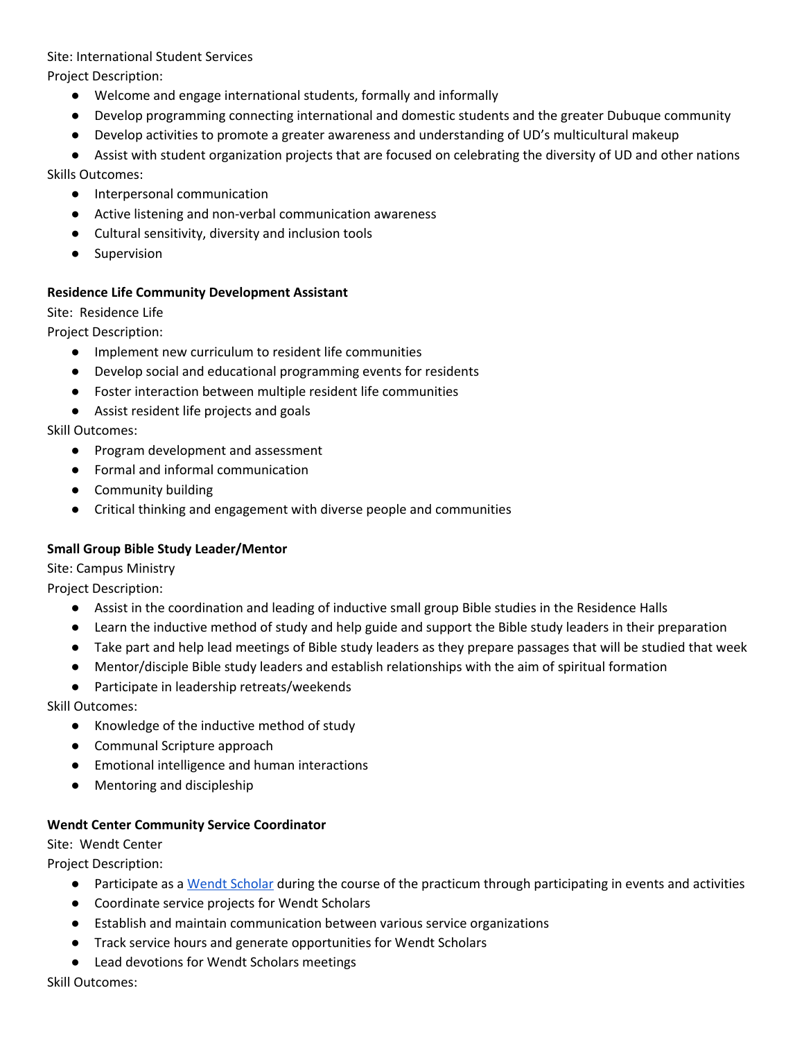Site: International Student Services

Project Description:

- Welcome and engage international students, formally and informally
- Develop programming connecting international and domestic students and the greater Dubuque community
- Develop activities to promote a greater awareness and understanding of UD's multicultural makeup
- Assist with student organization projects that are focused on celebrating the diversity of UD and other nations

Skills Outcomes:

- Interpersonal communication
- Active listening and non-verbal communication awareness
- Cultural sensitivity, diversity and inclusion tools
- Supervision

**Residence Life Community Development Assistant**

Site: Residence Life

Project Description:

- Implement new curriculum to resident life communities
- Develop social and educational programming events for residents
- Foster interaction between multiple resident life communities
- Assist resident life projects and goals

Skill Outcomes:

- Program development and assessment
- Formal and informal communication
- Community building
- Critical thinking and engagement with diverse people and communities

**Small Group Bible Study Leader/Mentor**

Site: Campus Ministry

Project Description:

- Assist in the coordination and leading of inductive small group Bible studies in the Residence Halls
- Learn the inductive method of study and help guide and support the Bible study leaders in their preparation
- Take part and help lead meetings of Bible study leaders as they prepare passages that will be studied that week
- Mentor/disciple Bible study leaders and establish relationships with the aim of spiritual formation
- Participate in leadership retreats/weekends

Skill Outcomes:

- Knowledge of the inductive method of study
- Communal Scripture approach
- Emotional intelligence and human interactions
- Mentoring and discipleship

**Wendt Center Community Service Coordinator**

Site: Wendt Center

Project Description:

- Participate as a Wendt Scholar during the course of the practicum through participating in events and activities
- Coordinate service projects for Wendt Scholars
- Establish and maintain communication between various service organizations
- Track service hours and generate opportunities for Wendt Scholars
- Lead devotions for Wendt Scholars meetings

Skill Outcomes: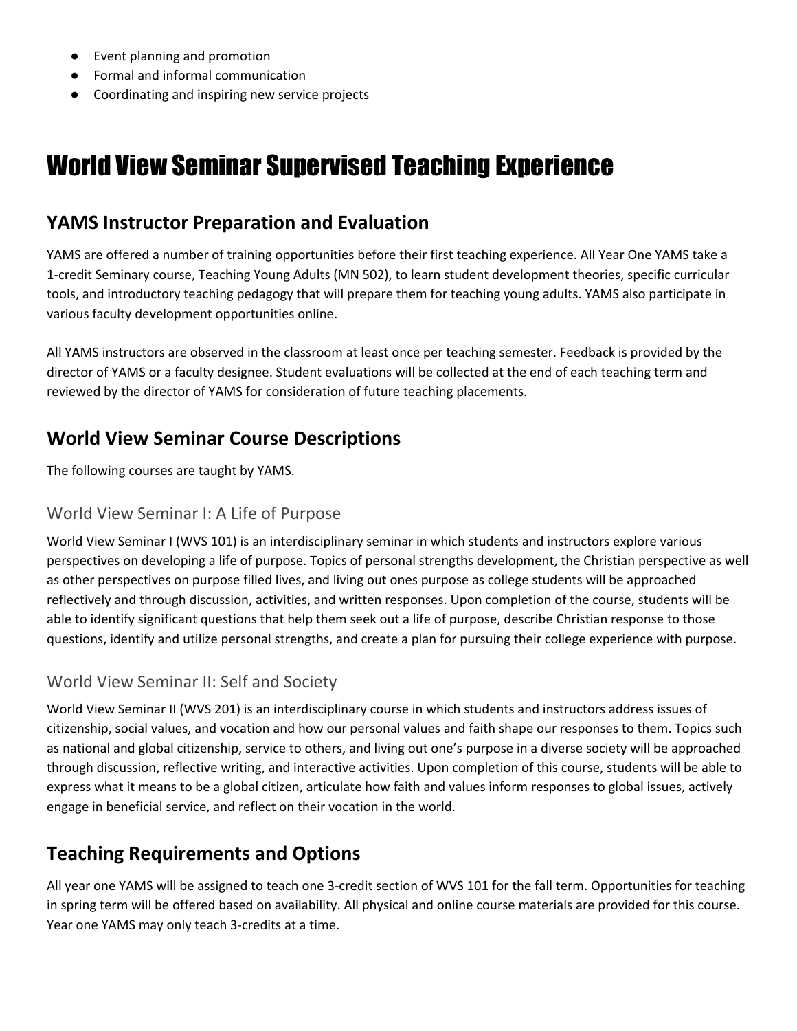- Event planning and promotion
- Formal and informal communication
- Coordinating and inspiring new service projects

# World View Seminar Supervised Teaching Experience

## YAMS Instructor Preparation and Evaluation

YAMS are offered a number of training opportunities before their first teaching experience. All Year One YAMS take a 1-credit Seminary course, Teaching Young Adults (MN 502), to learn student development theories, specific curricular tools, and introductory teaching pedagogy that will prepare them for teaching young adults. YAMS also participate in various faculty development opportunities online.

All YAMS instructors are observed in the classroom at least once per teaching semester. Feedback is provided by the director of YAMS or a faculty designee. Student evaluations will be collected at the end of each teaching term and reviewed by the director of YAMS for consideration of future teaching placements.

## World View Seminar Course Descriptions

The following courses are taught by YAMS.

### World View Seminar I: A Life of Purpose

World View Seminar I (WVS 101) is an interdisciplinary seminar in which students and instructors explore various perspectives on developing a life of purpose. Topics of personal strengths development, the Christian perspective as well as other perspectives on purpose filled lives, and living out ones purpose as college students will be approached reflectively and through discussion, activities, and written responses. Upon completion of the course, students will be able to identify significant questions that help them seek out a life of purpose, describe Christian response to those questions, identify and utilize personal strengths, and create a plan for pursuing their college experience with purpose.

### World View Seminar II: Self and Society

World View Seminar II (WVS 201) is an interdisciplinary course in which students and instructors address issues of citizenship, social values, and vocation and how our personal values and faith shape our responses to them. Topics such as national and global citizenship, service to others, and living out one's purpose in a diverse society will be approached through discussion, reflective writing, and interactive activities. Upon completion of this course, students will be able to express what it means to be a global citizen, articulate how faith and values inform responses to global issues, actively engage in beneficial service, and reflect on their vocation in the world.

## Teaching Requirements and Options

All year one YAMS will be assigned to teach one 3-credit section of WVS 101 for the fall term. Opportunities for teaching in spring term will be offered based on availability. All physical and online course materials are provided for this course. Year one YAMS may only teach 3-credits at a time.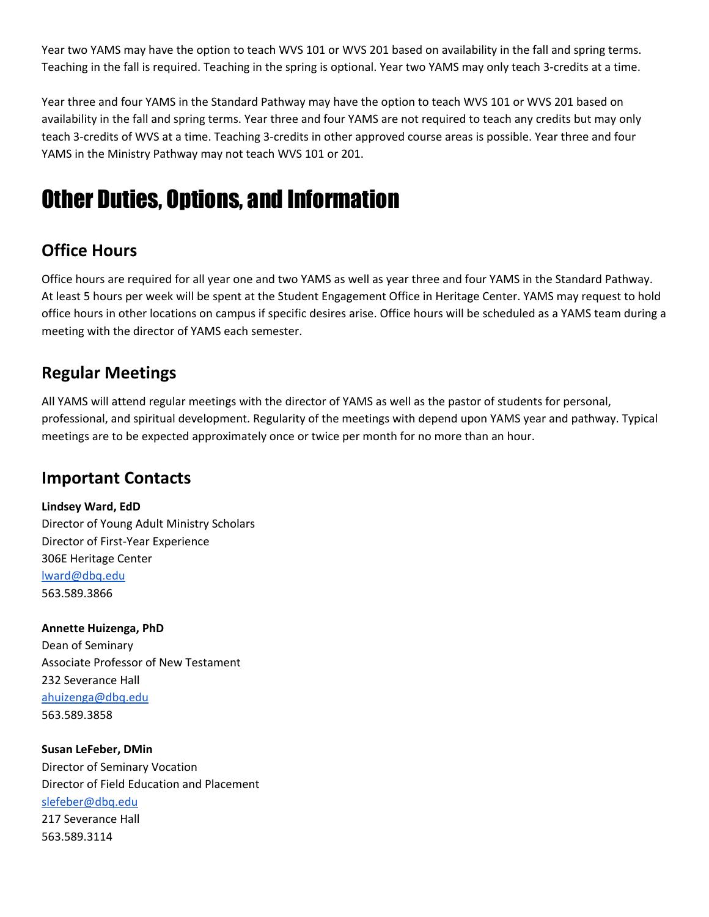Year two YAMS may have the option to teach WVS 101 or WVS 201 based on availability in the fall and spring terms. Teaching in the fall is required. Teaching in the spring is optional. Year two YAMS may only teach 3-credits at a time.

Year three and four YAMS in the Standard Pathway may have the option to teach WVS 101 or WVS 201 based on availability in the fall and spring terms. Year three and four YAMS are not required to teach any credits but may only teach 3-credits of WVS at a time. Teaching 3-credits in other approved course areas is possible. Year three and four YAMS in the Ministry Pathway may not teach WVS 101 or 201.

# Other Duties, Options, and Information

## Office Hours

Office hours are required for all year one and two YAMS as well as year three and four YAMS in the Standard Pathway. At least 5 hours per week will be spent at the Student Engagement Office in Heritage Center. YAMS may request to hold office hours in other locations on campus if specific desires arise. Office hours will be scheduled as a YAMS team during a meeting with the director of YAMS each semester.

## Regular Meetings

All YAMS will attend regular meetings with the director of YAMS as well as the pastor of students for personal, professional, and spiritual development. Regularity of the meetings with depend upon YAMS year and pathway. Typical meetings are to be expected approximately once or twice per month for no more than an hour.

## Important Contacts

**Lindsey Ward, EdD**
Director of Young Adult Ministry Scholars
Director of First-Year Experience
306E Heritage Center
lward@dbq.edu
563.589.3866

**Annette Huizenga, PhD**
Dean of Seminary
Associate Professor of New Testament
232 Severance Hall
ahuizenga@dbq.edu
563.589.3858

**Susan LeFeber, DMin**
Director of Seminary Vocation
Director of Field Education and Placement
slefeber@dbq.edu
217 Severance Hall
563.589.3114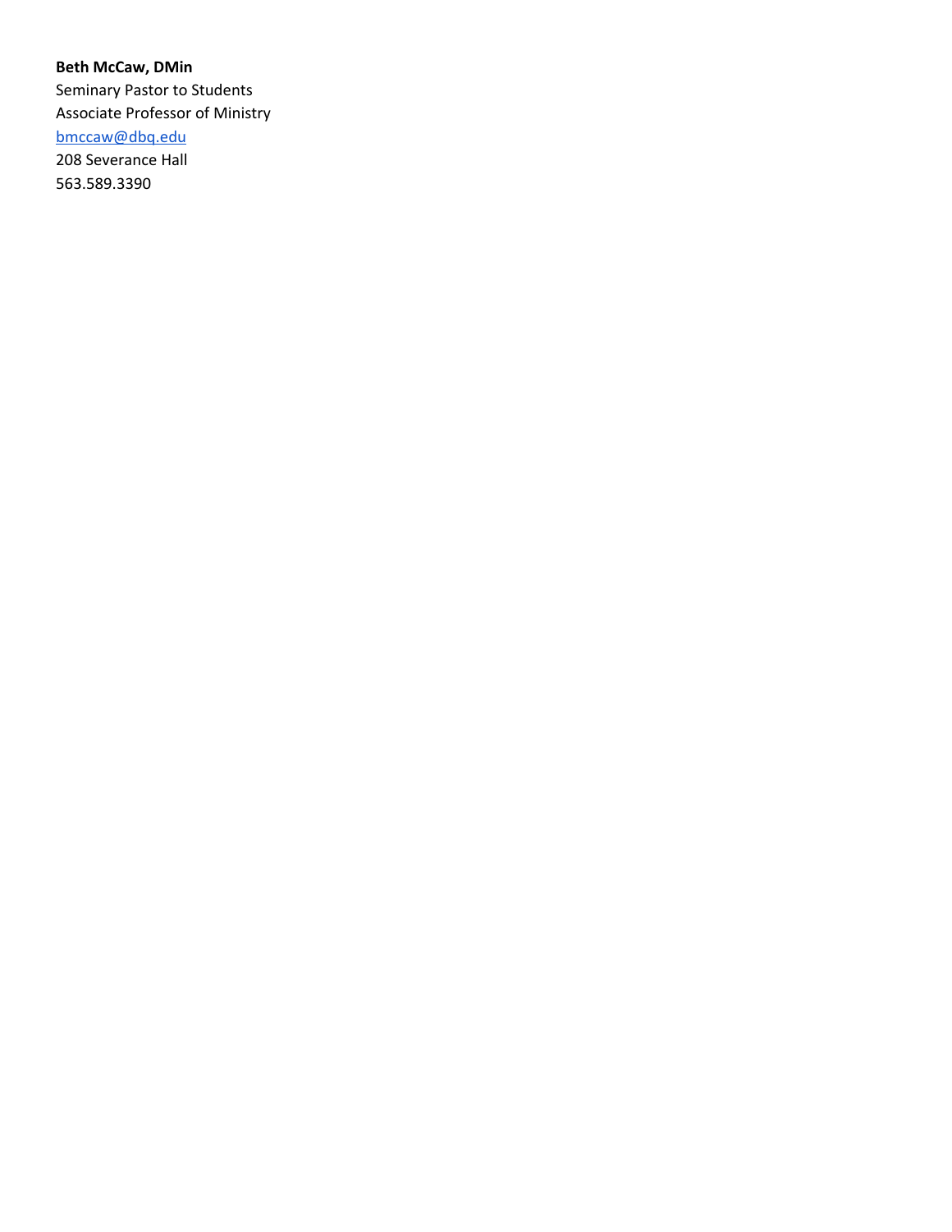**Beth McCaw, DMin**
Seminary Pastor to Students
Associate Professor of Ministry
bmccaw@dbq.edu
208 Severance Hall
563.589.3390